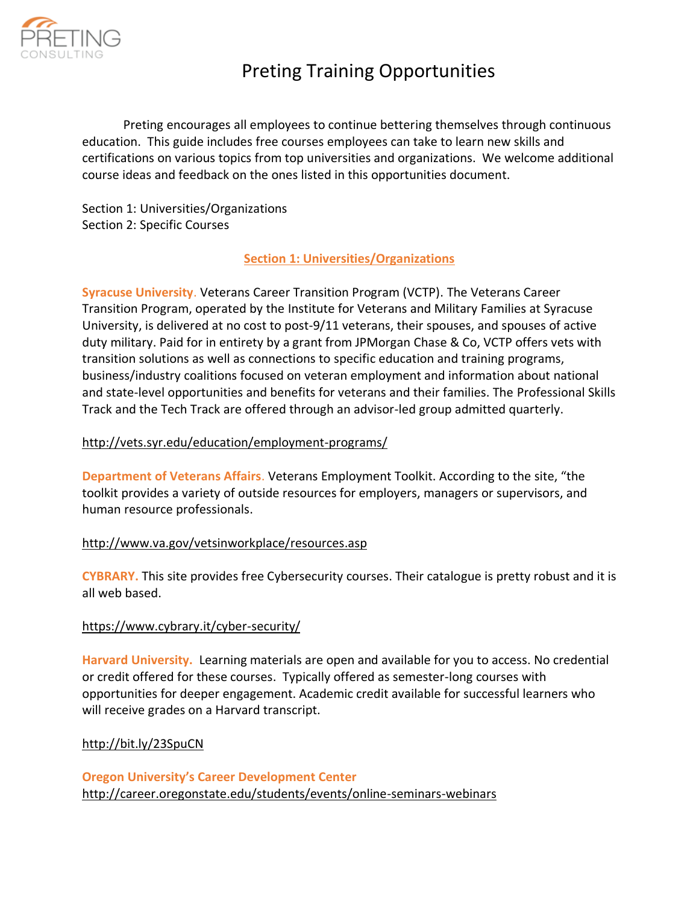# Preting Training Opportunities

Preting encourages all employees to continue bettering themselves through continuous education. This guide includes free courses employees can take to learn new skills and certifications on various topics from top universities and organizations. We welcome additional course ideas and feedback on the ones listed in this opportunities document.

Section 1: Universities/Organizations
Section 2: Specific Courses

## Section 1: Universities/Organizations

**Syracuse University.** Veterans Career Transition Program (VCTP). The Veterans Career Transition Program, operated by the Institute for Veterans and Military Families at Syracuse University, is delivered at no cost to post-9/11 veterans, their spouses, and spouses of active duty military. Paid for in entirety by a grant from JPMorgan Chase & Co, VCTP offers vets with transition solutions as well as connections to specific education and training programs, business/industry coalitions focused on veteran employment and information about national and state-level opportunities and benefits for veterans and their families. The Professional Skills Track and the Tech Track are offered through an advisor-led group admitted quarterly.

http://vets.syr.edu/education/employment-programs/

**Department of Veterans Affairs.** Veterans Employment Toolkit. According to the site, "the toolkit provides a variety of outside resources for employers, managers or supervisors, and human resource professionals.

http://www.va.gov/vetsinworkplace/resources.asp

**CYBRARY.** This site provides free Cybersecurity courses. Their catalogue is pretty robust and it is all web based.

https://www.cybrary.it/cyber-security/

**Harvard University.** Learning materials are open and available for you to access. No credential or credit offered for these courses. Typically offered as semester-long courses with opportunities for deeper engagement. Academic credit available for successful learners who will receive grades on a Harvard transcript.

http://bit.ly/23SpuCN

**Oregon University's Career Development Center**
http://career.oregonstate.edu/students/events/online-seminars-webinars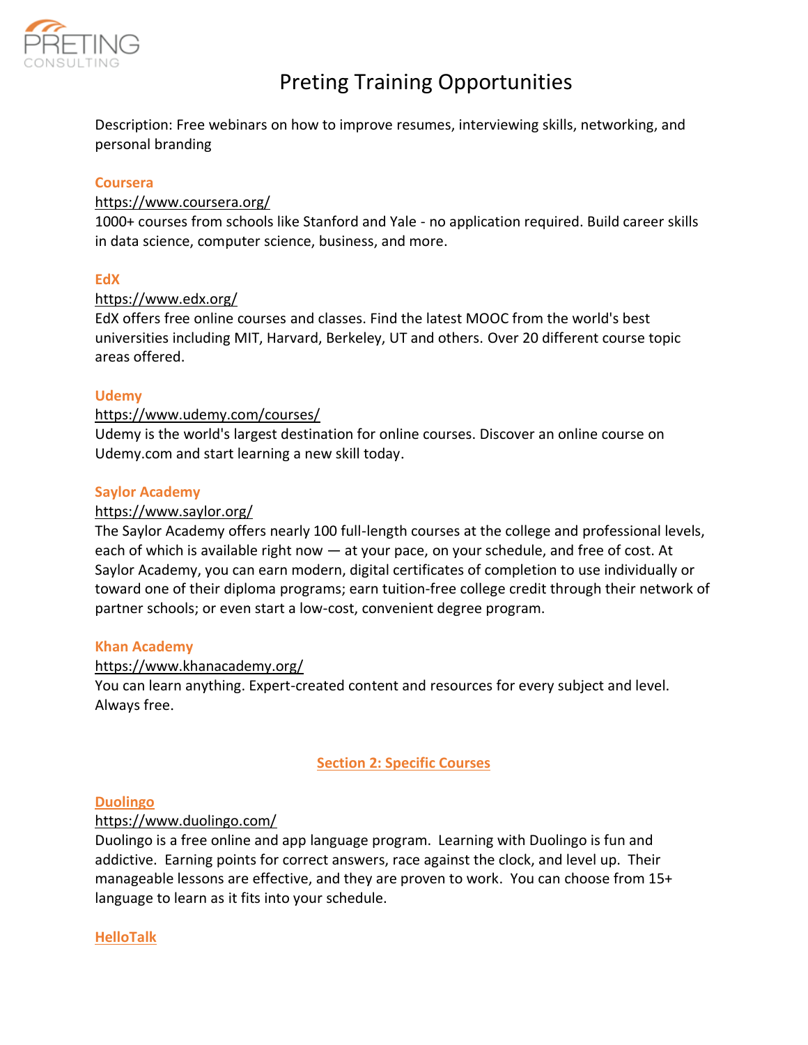# Preting Training Opportunities

Description: Free webinars on how to improve resumes, interviewing skills, networking, and personal branding

### Coursera

https://www.coursera.org/

1000+ courses from schools like Stanford and Yale - no application required. Build career skills in data science, computer science, business, and more.

### EdX

https://www.edx.org/

EdX offers free online courses and classes. Find the latest MOOC from the world's best universities including MIT, Harvard, Berkeley, UT and others. Over 20 different course topic areas offered.

### Udemy

https://www.udemy.com/courses/

Udemy is the world's largest destination for online courses. Discover an online course on Udemy.com and start learning a new skill today.

### Saylor Academy

https://www.saylor.org/

The Saylor Academy offers nearly 100 full-length courses at the college and professional levels, each of which is available right now — at your pace, on your schedule, and free of cost. At Saylor Academy, you can earn modern, digital certificates of completion to use individually or toward one of their diploma programs; earn tuition-free college credit through their network of partner schools; or even start a low-cost, convenient degree program.

### Khan Academy

https://www.khanacademy.org/

You can learn anything. Expert-created content and resources for every subject and level. Always free.

## Section 2: Specific Courses

### Duolingo

https://www.duolingo.com/

Duolingo is a free online and app language program. Learning with Duolingo is fun and addictive. Earning points for correct answers, race against the clock, and level up. Their manageable lessons are effective, and they are proven to work. You can choose from 15+ language to learn as it fits into your schedule.

### HelloTalk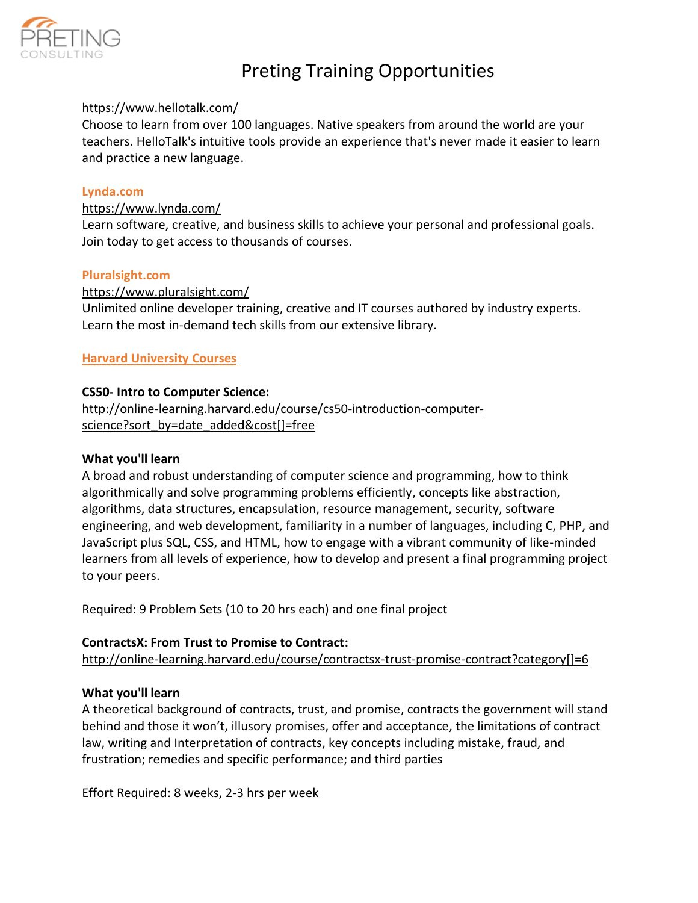# Preting Training Opportunities

https://www.hellotalk.com/
Choose to learn from over 100 languages. Native speakers from around the world are your teachers. HelloTalk's intuitive tools provide an experience that's never made it easier to learn and practice a new language.

**Lynda.com**

https://www.lynda.com/
Learn software, creative, and business skills to achieve your personal and professional goals. Join today to get access to thousands of courses.

**Pluralsight.com**

https://www.pluralsight.com/
Unlimited online developer training, creative and IT courses authored by industry experts. Learn the most in-demand tech skills from our extensive library.

**Harvard University Courses**

**CS50- Intro to Computer Science:**
http://online-learning.harvard.edu/course/cs50-introduction-computer-science?sort_by=date_added&cost[]=free

**What you'll learn**
A broad and robust understanding of computer science and programming, how to think algorithmically and solve programming problems efficiently, concepts like abstraction, algorithms, data structures, encapsulation, resource management, security, software engineering, and web development, familiarity in a number of languages, including C, PHP, and JavaScript plus SQL, CSS, and HTML, how to engage with a vibrant community of like-minded learners from all levels of experience, how to develop and present a final programming project to your peers.

Required: 9 Problem Sets (10 to 20 hrs each) and one final project

**ContractsX: From Trust to Promise to Contract:**
http://online-learning.harvard.edu/course/contractsx-trust-promise-contract?category[]=6

**What you'll learn**
A theoretical background of contracts, trust, and promise, contracts the government will stand behind and those it won't, illusory promises, offer and acceptance, the limitations of contract law, writing and Interpretation of contracts, key concepts including mistake, fraud, and frustration; remedies and specific performance; and third parties

Effort Required: 8 weeks, 2-3 hrs per week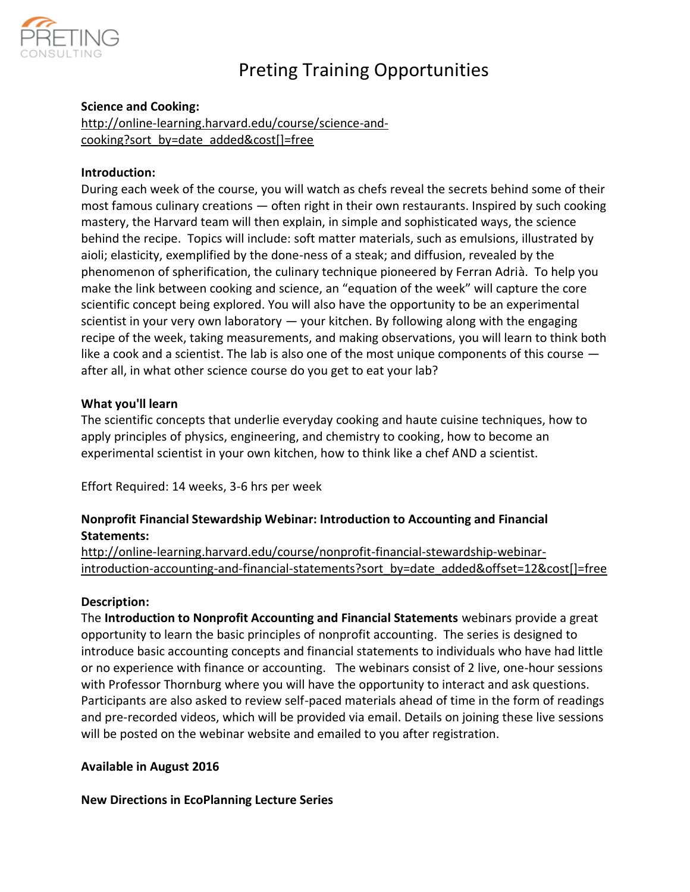# Preting Training Opportunities

**Science and Cooking:**
[http://online-learning.harvard.edu/course/science-and-cooking?sort_by=date_added&cost[]=free](http://online-learning.harvard.edu/course/science-and-cooking?sort_by=date_added&cost[]=free)

**Introduction:**
During each week of the course, you will watch as chefs reveal the secrets behind some of their most famous culinary creations — often right in their own restaurants. Inspired by such cooking mastery, the Harvard team will then explain, in simple and sophisticated ways, the science behind the recipe. Topics will include: soft matter materials, such as emulsions, illustrated by aioli; elasticity, exemplified by the done-ness of a steak; and diffusion, revealed by the phenomenon of spherification, the culinary technique pioneered by Ferran Adrià. To help you make the link between cooking and science, an "equation of the week" will capture the core scientific concept being explored. You will also have the opportunity to be an experimental scientist in your very own laboratory — your kitchen. By following along with the engaging recipe of the week, taking measurements, and making observations, you will learn to think both like a cook and a scientist. The lab is also one of the most unique components of this course — after all, in what other science course do you get to eat your lab?

**What you'll learn**
The scientific concepts that underlie everyday cooking and haute cuisine techniques, how to apply principles of physics, engineering, and chemistry to cooking, how to become an experimental scientist in your own kitchen, how to think like a chef AND a scientist.

Effort Required: 14 weeks, 3-6 hrs per week

**Nonprofit Financial Stewardship Webinar: Introduction to Accounting and Financial Statements:**
[http://online-learning.harvard.edu/course/nonprofit-financial-stewardship-webinar-introduction-accounting-and-financial-statements?sort_by=date_added&offset=12&cost[]=free](http://online-learning.harvard.edu/course/nonprofit-financial-stewardship-webinar-introduction-accounting-and-financial-statements?sort_by=date_added&offset=12&cost[]=free)

**Description:**
The **Introduction to Nonprofit Accounting and Financial Statements** webinars provide a great opportunity to learn the basic principles of nonprofit accounting. The series is designed to introduce basic accounting concepts and financial statements to individuals who have had little or no experience with finance or accounting. The webinars consist of 2 live, one-hour sessions with Professor Thornburg where you will have the opportunity to interact and ask questions. Participants are also asked to review self-paced materials ahead of time in the form of readings and pre-recorded videos, which will be provided via email. Details on joining these live sessions will be posted on the webinar website and emailed to you after registration.

**Available in August 2016**

**New Directions in EcoPlanning Lecture Series**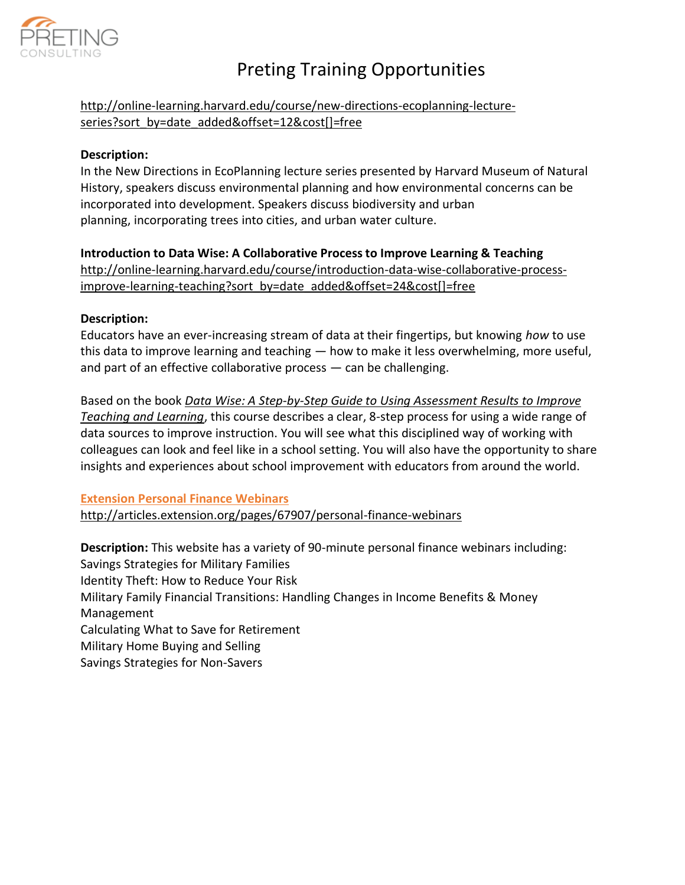# Preting Training Opportunities

http://online-learning.harvard.edu/course/new-directions-ecoplanning-lecture-series?sort_by=date_added&offset=12&cost[]=free

**Description:**
In the New Directions in EcoPlanning lecture series presented by Harvard Museum of Natural History, speakers discuss environmental planning and how environmental concerns can be incorporated into development. Speakers discuss biodiversity and urban planning, incorporating trees into cities, and urban water culture.

**Introduction to Data Wise: A Collaborative Process to Improve Learning & Teaching**
http://online-learning.harvard.edu/course/introduction-data-wise-collaborative-process-improve-learning-teaching?sort_by=date_added&offset=24&cost[]=free

**Description:**
Educators have an ever-increasing stream of data at their fingertips, but knowing *how* to use this data to improve learning and teaching — how to make it less overwhelming, more useful, and part of an effective collaborative process — can be challenging.

Based on the book *Data Wise: A Step-by-Step Guide to Using Assessment Results to Improve Teaching and Learning*, this course describes a clear, 8-step process for using a wide range of data sources to improve instruction. You will see what this disciplined way of working with colleagues can look and feel like in a school setting. You will also have the opportunity to share insights and experiences about school improvement with educators from around the world.

**Extension Personal Finance Webinars**
http://articles.extension.org/pages/67907/personal-finance-webinars

**Description:** This website has a variety of 90-minute personal finance webinars including:
Savings Strategies for Military Families
Identity Theft: How to Reduce Your Risk
Military Family Financial Transitions: Handling Changes in Income Benefits & Money Management
Calculating What to Save for Retirement
Military Home Buying and Selling
Savings Strategies for Non-Savers